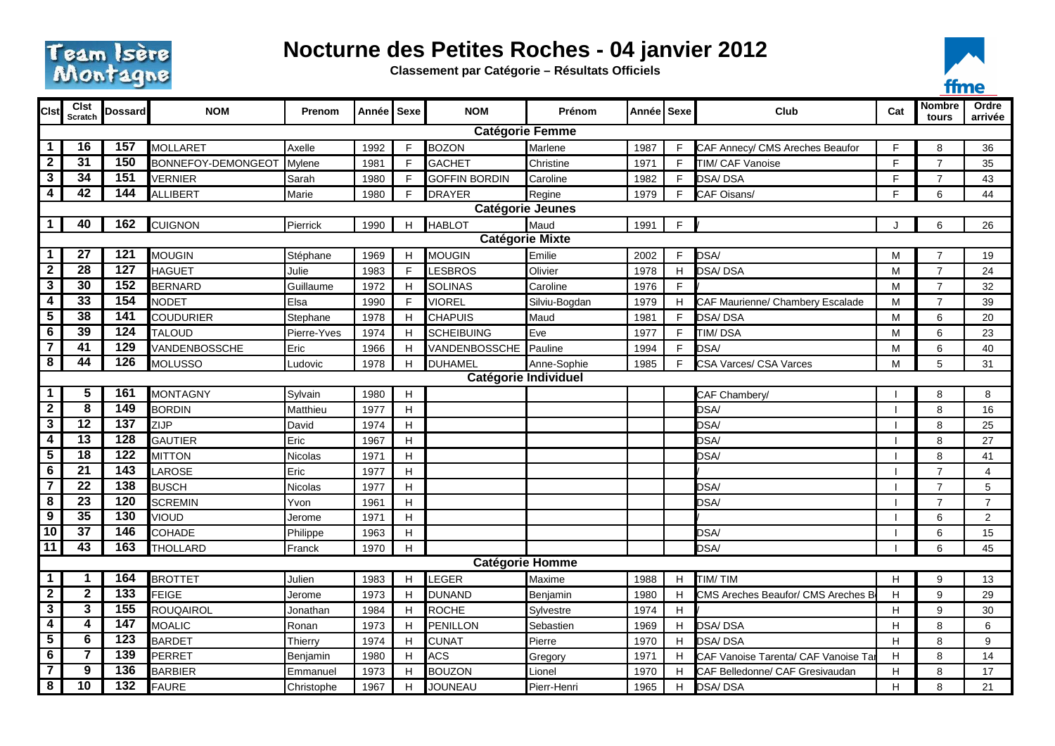# Nocturne des Petites Roches - 04 janvier 2012

**Classement par Catégorie – Résultats Officiels**

| Clst | Clst Scratch | Dossard | NOM | Prenom | Année | Sexe | NOM | Prénom | Année | Sexe | Club | Cat | Nombre tours | Ordre arrivée |
|---|---|---|---|---|---|---|---|---|---|---|---|---|---|---|
| **Catégorie Femme** | | | | | | | | | | | | | | |
| 1 | 16 | 157 | MOLLARET | Axelle | 1992 | F | BOZON | Marlene | 1987 | F | CAF Annecy/ CMS Areches Beaufor | F | 8 | 36 |
| 2 | 31 | 150 | BONNEFOY-DEMONGEOT | Mylene | 1981 | F | GACHET | Christine | 1971 | F | TIM/ CAF Vanoise | F | 7 | 35 |
| 3 | 34 | 151 | VERNIER | Sarah | 1980 | F | GOFFIN BORDIN | Caroline | 1982 | F | DSA/ DSA | F | 7 | 43 |
| 4 | 42 | 144 | ALLIBERT | Marie | 1980 | F | DRAYER | Regine | 1979 | F | CAF Oisans/ | F | 6 | 44 |
| **Catégorie Jeunes** | | | | | | | | | | | | | | |
| 1 | 40 | 162 | CUIGNON | Pierrick | 1990 | H | HABLOT | Maud | 1991 | F | / | J | 6 | 26 |
| **Catégorie Mixte** | | | | | | | | | | | | | | |
| 1 | 27 | 121 | MOUGIN | Stéphane | 1969 | H | MOUGIN | Emilie | 2002 | F | DSA/ | M | 7 | 19 |
| 2 | 28 | 127 | HAGUET | Julie | 1983 | F | LESBROS | Olivier | 1978 | H | DSA/ DSA | M | 7 | 24 |
| 3 | 30 | 152 | BERNARD | Guillaume | 1972 | H | SOLINAS | Caroline | 1976 | F | / | M | 7 | 32 |
| 4 | 33 | 154 | NODET | Elsa | 1990 | F | VIOREL | Silviu-Bogdan | 1979 | H | CAF Maurienne/ Chambery Escalade | M | 7 | 39 |
| 5 | 38 | 141 | COUDURIER | Stephane | 1978 | H | CHAPUIS | Maud | 1981 | F | DSA/ DSA | M | 6 | 20 |
| 6 | 39 | 124 | TALOUD | Pierre-Yves | 1974 | H | SCHEIBUING | Eve | 1977 | F | TIM/ DSA | M | 6 | 23 |
| 7 | 41 | 129 | VANDENBOSSCHE | Eric | 1966 | H | VANDENBOSSCHE | Pauline | 1994 | F | DSA/ | M | 6 | 40 |
| 8 | 44 | 126 | MOLUSSO | Ludovic | 1978 | H | DUHAMEL | Anne-Sophie | 1985 | F | CSA Varces/ CSA Varces | M | 5 | 31 |
| **Catégorie Individuel** | | | | | | | | | | | | | | |
| 1 | 5 | 161 | MONTAGNY | Sylvain | 1980 | H | | | | | CAF Chambery/ | I | 8 | 8 |
| 2 | 8 | 149 | BORDIN | Matthieu | 1977 | H | | | | | DSA/ | I | 8 | 16 |
| 3 | 12 | 137 | ZIJP | David | 1974 | H | | | | | DSA/ | I | 8 | 25 |
| 4 | 13 | 128 | GAUTIER | Eric | 1967 | H | | | | | DSA/ | I | 8 | 27 |
| 5 | 18 | 122 | MITTON | Nicolas | 1971 | H | | | | | DSA/ | I | 8 | 41 |
| 6 | 21 | 143 | LAROSE | Eric | 1977 | H | | | | | / | I | 7 | 4 |
| 7 | 22 | 138 | BUSCH | Nicolas | 1977 | H | | | | | DSA/ | I | 7 | 5 |
| 8 | 23 | 120 | SCREMIN | Yvon | 1961 | H | | | | | DSA/ | I | 7 | 7 |
| 9 | 35 | 130 | VIOUD | Jerome | 1971 | H | | | | | / | I | 6 | 2 |
| 10 | 37 | 146 | COHADE | Philippe | 1963 | H | | | | | DSA/ | I | 6 | 15 |
| 11 | 43 | 163 | THOLLARD | Franck | 1970 | H | | | | | DSA/ | I | 6 | 45 |
| **Catégorie Homme** | | | | | | | | | | | | | | |
| 1 | 1 | 164 | BROTTET | Julien | 1983 | H | LEGER | Maxime | 1988 | H | TIM/ TIM | H | 9 | 13 |
| 2 | 2 | 133 | FEIGE | Jerome | 1973 | H | DUNAND | Benjamin | 1980 | H | CMS Areches Beaufor/ CMS Areches B | H | 9 | 29 |
| 3 | 3 | 155 | ROUQAIROL | Jonathan | 1984 | H | ROCHE | Sylvestre | 1974 | H | / | H | 9 | 30 |
| 4 | 4 | 147 | MOALIC | Ronan | 1973 | H | PENILLON | Sebastien | 1969 | H | DSA/ DSA | H | 8 | 6 |
| 5 | 6 | 123 | BARDET | Thierry | 1974 | H | CUNAT | Pierre | 1970 | H | DSA/ DSA | H | 8 | 9 |
| 6 | 7 | 139 | PERRET | Benjamin | 1980 | H | ACS | Gregory | 1971 | H | CAF Vanoise Tarenta/ CAF Vanoise Tar | H | 8 | 14 |
| 7 | 9 | 136 | BARBIER | Emmanuel | 1973 | H | BOUZON | Lionel | 1970 | H | CAF Belledonne/ CAF Gresivaudan | H | 8 | 17 |
| 8 | 10 | 132 | FAURE | Christophe | 1967 | H | JOUNEAU | Pierr-Henri | 1965 | H | DSA/ DSA | H | 8 | 21 |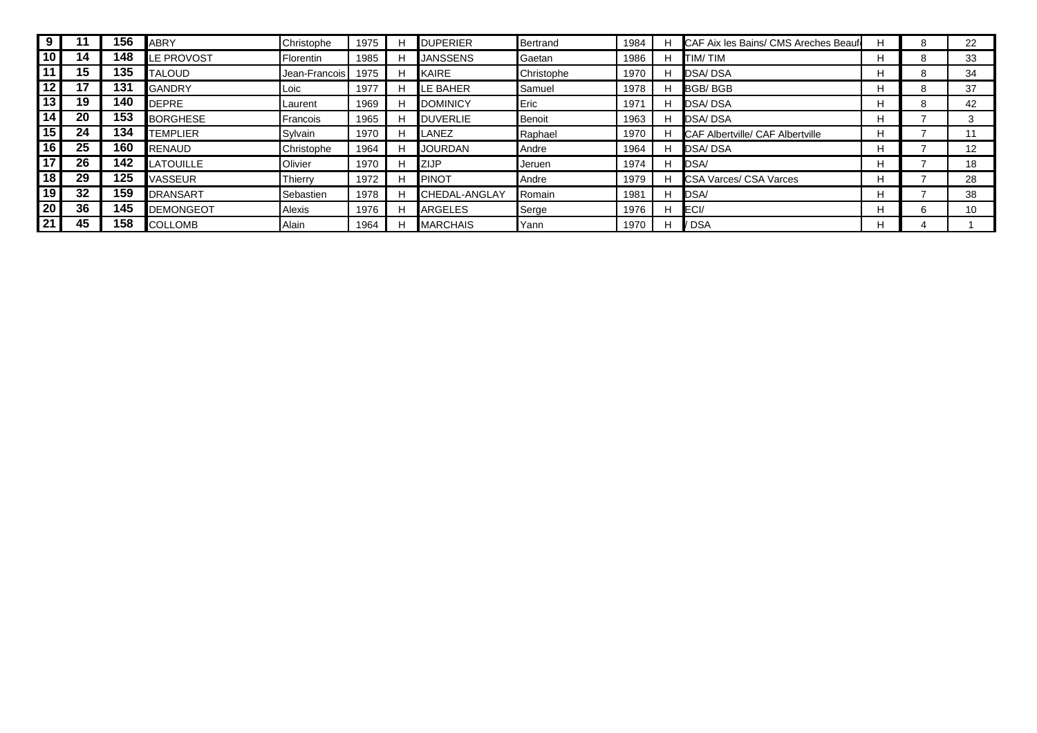| | | | | | | | | | | | | | | |
|---|---|---|---|---|---|---|---|---|---|---|---|---|---|---|
| 9 | 11 | 156 | ABRY | Christophe | 1975 | H | DUPERIER | Bertrand | 1984 | H | CAF Aix les Bains/ CMS Areches Beauf | H | 8 | 22 |
| 10 | 14 | 148 | LE PROVOST | Florentin | 1985 | H | JANSSENS | Gaetan | 1986 | H | TIM/ TIM | H | 8 | 33 |
| 11 | 15 | 135 | TALOUD | Jean-Francois | 1975 | H | KAIRE | Christophe | 1970 | H | DSA/ DSA | H | 8 | 34 |
| 12 | 17 | 131 | GANDRY | Loic | 1977 | H | LE BAHER | Samuel | 1978 | H | BGB/ BGB | H | 8 | 37 |
| 13 | 19 | 140 | DEPRE | Laurent | 1969 | H | DOMINICY | Eric | 1971 | H | DSA/ DSA | H | 8 | 42 |
| 14 | 20 | 153 | BORGHESE | Francois | 1965 | H | DUVERLIE | Benoit | 1963 | H | DSA/ DSA | H | 7 | 3 |
| 15 | 24 | 134 | TEMPLIER | Sylvain | 1970 | H | LANEZ | Raphael | 1970 | H | CAF Albertville/ CAF Albertville | H | 7 | 11 |
| 16 | 25 | 160 | RENAUD | Christophe | 1964 | H | JOURDAN | Andre | 1964 | H | DSA/ DSA | H | 7 | 12 |
| 17 | 26 | 142 | LATOUILLE | Olivier | 1970 | H | ZIJP | Jeruen | 1974 | H | DSA/ | H | 7 | 18 |
| 18 | 29 | 125 | VASSEUR | Thierry | 1972 | H | PINOT | Andre | 1979 | H | CSA Varces/ CSA Varces | H | 7 | 28 |
| 19 | 32 | 159 | DRANSART | Sebastien | 1978 | H | CHEDAL-ANGLAY | Romain | 1981 | H | DSA/ | H | 7 | 38 |
| 20 | 36 | 145 | DEMONGEOT | Alexis | 1976 | H | ARGELES | Serge | 1976 | H | ECI/ | H | 6 | 10 |
| 21 | 45 | 158 | COLLOMB | Alain | 1964 | H | MARCHAIS | Yann | 1970 | H | / DSA | H | 4 | 1 |